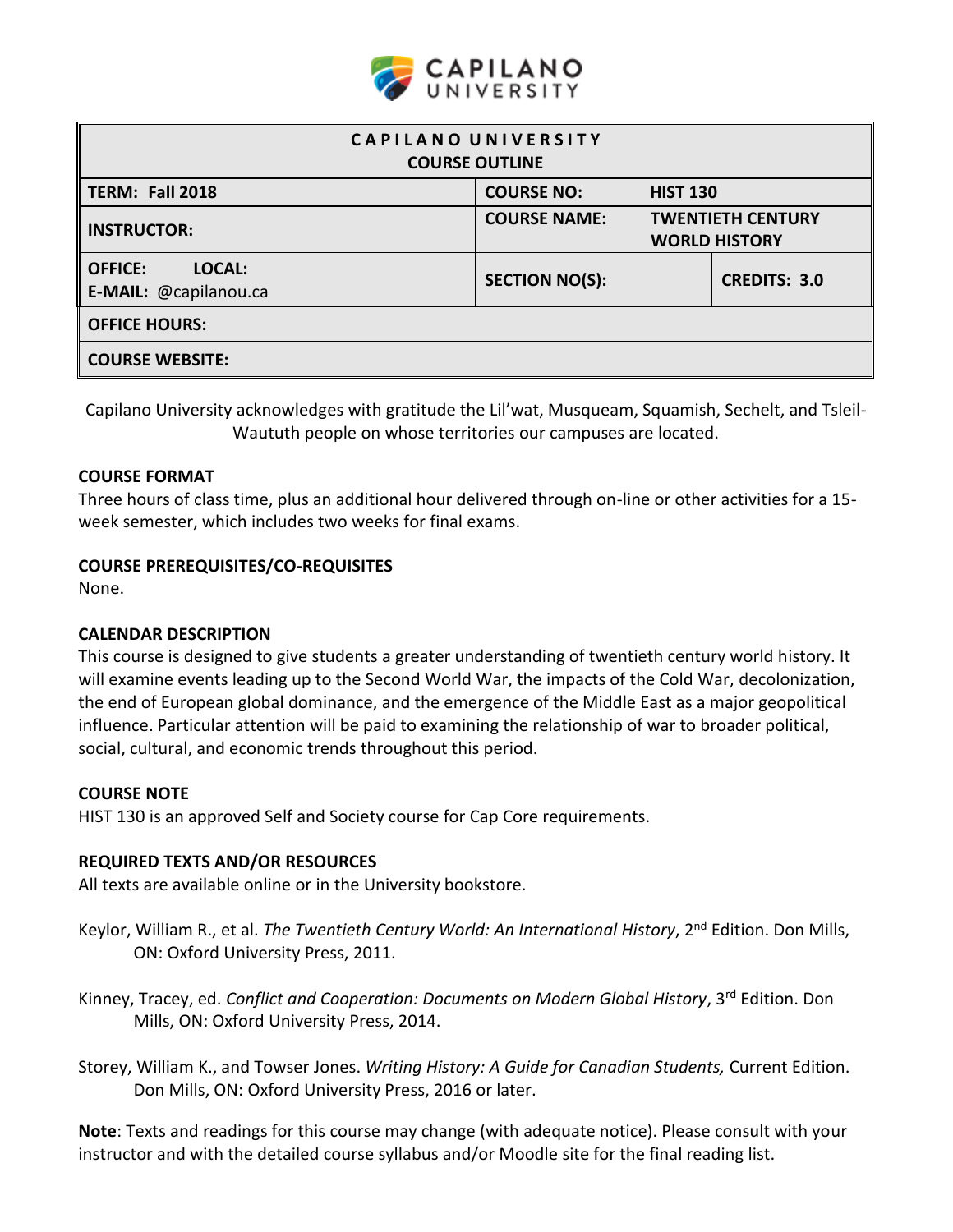# CAPILANO UNIVERSITY

| CAPILANO UNIVERSITY COURSE OUTLINE | | |
|---|---|---|
| **TERM: Fall 2018** | **COURSE NO:** **HIST 130** | |
| **INSTRUCTOR:** | **COURSE NAME:** **TWENTIETH CENTURY WORLD HISTORY** | |
| **OFFICE: LOCAL:** **E-MAIL:** @capilanou.ca | **SECTION NO(S):** | **CREDITS: 3.0** |
| **OFFICE HOURS:** | | |
| **COURSE WEBSITE:** | | |

Capilano University acknowledges with gratitude the Lil'wat, Musqueam, Squamish, Sechelt, and Tsleil-Waututh people on whose territories our campuses are located.

## COURSE FORMAT

Three hours of class time, plus an additional hour delivered through on-line or other activities for a 15-week semester, which includes two weeks for final exams.

## COURSE PREREQUISITES/CO-REQUISITES

None.

## CALENDAR DESCRIPTION

This course is designed to give students a greater understanding of twentieth century world history. It will examine events leading up to the Second World War, the impacts of the Cold War, decolonization, the end of European global dominance, and the emergence of the Middle East as a major geopolitical influence. Particular attention will be paid to examining the relationship of war to broader political, social, cultural, and economic trends throughout this period.

## COURSE NOTE

HIST 130 is an approved Self and Society course for Cap Core requirements.

## REQUIRED TEXTS AND/OR RESOURCES

All texts are available online or in the University bookstore.

Keylor, William R., et al. *The Twentieth Century World: An International History*, 2nd Edition. Don Mills, ON: Oxford University Press, 2011.

Kinney, Tracey, ed. *Conflict and Cooperation: Documents on Modern Global History*, 3rd Edition. Don Mills, ON: Oxford University Press, 2014.

Storey, William K., and Towser Jones. *Writing History: A Guide for Canadian Students,* Current Edition. Don Mills, ON: Oxford University Press, 2016 or later.

**Note**: Texts and readings for this course may change (with adequate notice). Please consult with your instructor and with the detailed course syllabus and/or Moodle site for the final reading list.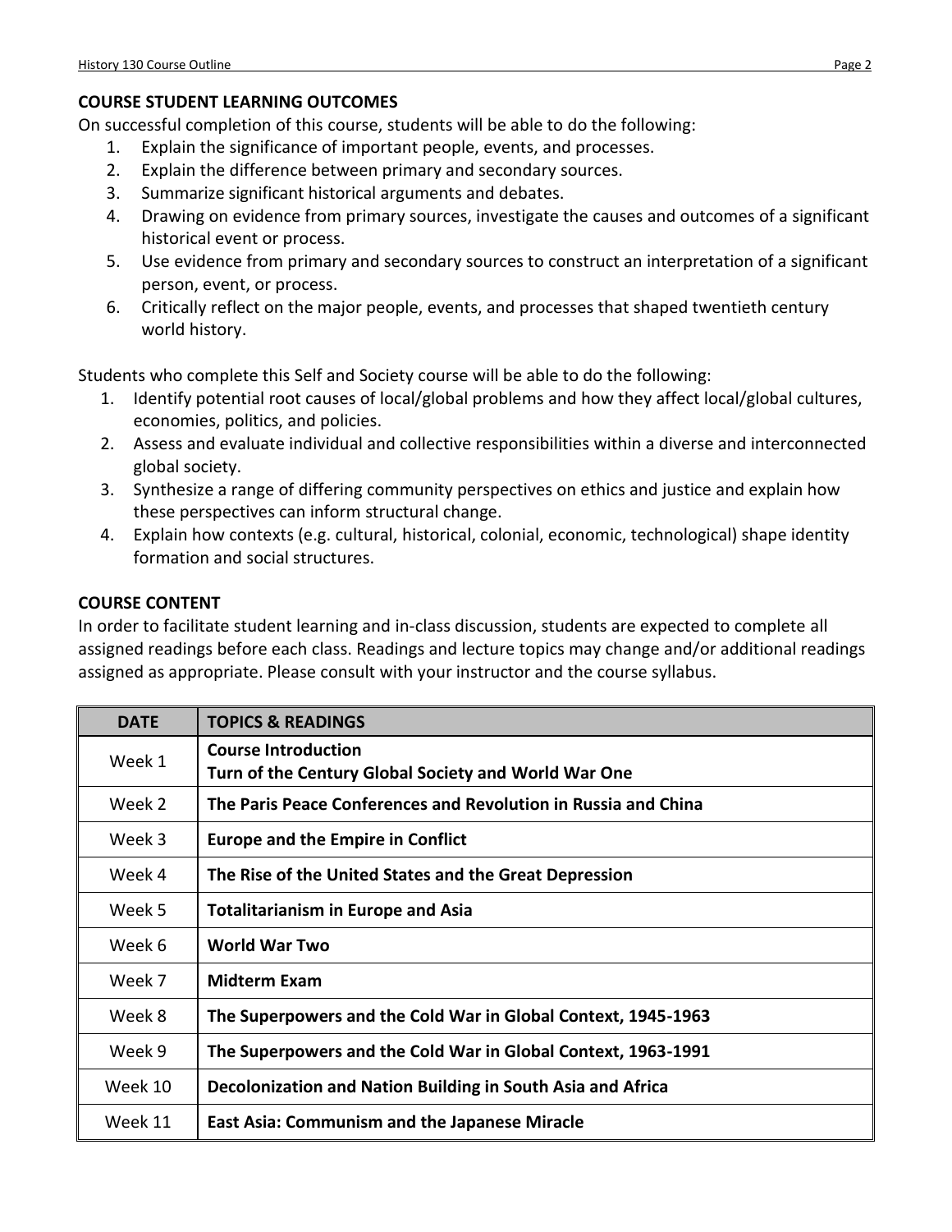## COURSE STUDENT LEARNING OUTCOMES

On successful completion of this course, students will be able to do the following:

1. Explain the significance of important people, events, and processes.
2. Explain the difference between primary and secondary sources.
3. Summarize significant historical arguments and debates.
4. Drawing on evidence from primary sources, investigate the causes and outcomes of a significant historical event or process.
5. Use evidence from primary and secondary sources to construct an interpretation of a significant person, event, or process.
6. Critically reflect on the major people, events, and processes that shaped twentieth century world history.

Students who complete this Self and Society course will be able to do the following:

1. Identify potential root causes of local/global problems and how they affect local/global cultures, economies, politics, and policies.
2. Assess and evaluate individual and collective responsibilities within a diverse and interconnected global society.
3. Synthesize a range of differing community perspectives on ethics and justice and explain how these perspectives can inform structural change.
4. Explain how contexts (e.g. cultural, historical, colonial, economic, technological) shape identity formation and social structures.

## COURSE CONTENT

In order to facilitate student learning and in-class discussion, students are expected to complete all assigned readings before each class. Readings and lecture topics may change and/or additional readings assigned as appropriate. Please consult with your instructor and the course syllabus.

| DATE | TOPICS & READINGS |
|---|---|
| Week 1 | **Course Introduction**<br>**Turn of the Century Global Society and World War One** |
| Week 2 | **The Paris Peace Conferences and Revolution in Russia and China** |
| Week 3 | **Europe and the Empire in Conflict** |
| Week 4 | **The Rise of the United States and the Great Depression** |
| Week 5 | **Totalitarianism in Europe and Asia** |
| Week 6 | **World War Two** |
| Week 7 | **Midterm Exam** |
| Week 8 | **The Superpowers and the Cold War in Global Context, 1945-1963** |
| Week 9 | **The Superpowers and the Cold War in Global Context, 1963-1991** |
| Week 10 | **Decolonization and Nation Building in South Asia and Africa** |
| Week 11 | **East Asia: Communism and the Japanese Miracle** |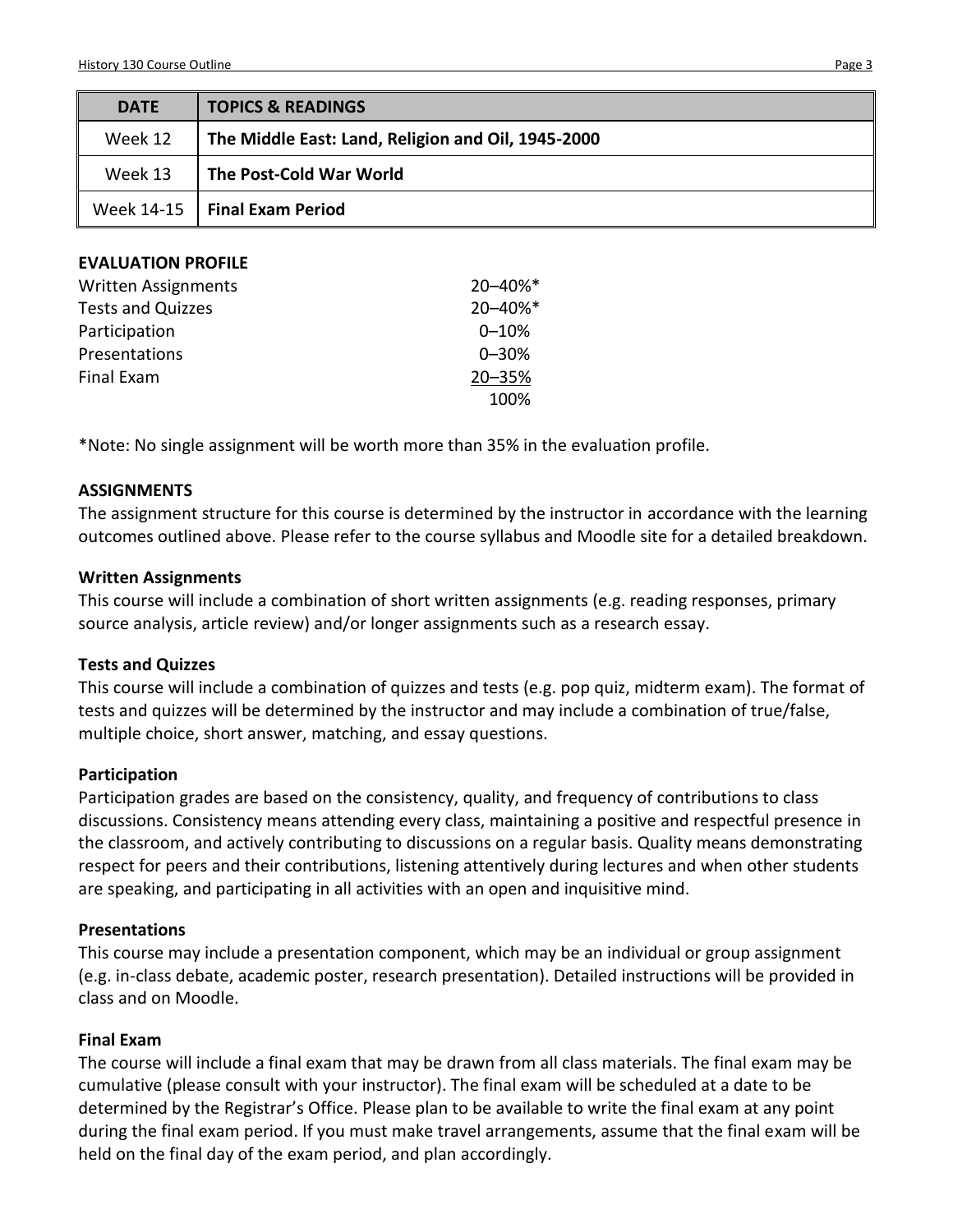| DATE | TOPICS & READINGS |
|---|---|
| Week 12 | **The Middle East: Land, Religion and Oil, 1945-2000** |
| Week 13 | **The Post-Cold War World** |
| Week 14-15 | **Final Exam Period** |

**EVALUATION PROFILE**

| | |
|---|---|
| Written Assignments | 20–40%* |
| Tests and Quizzes | 20–40%* |
| Participation | 0–10% |
| Presentations | 0–30% |
| Final Exam | 20–35% |
| | 100% |

*Note: No single assignment will be worth more than 35% in the evaluation profile.

**ASSIGNMENTS**

The assignment structure for this course is determined by the instructor in accordance with the learning outcomes outlined above. Please refer to the course syllabus and Moodle site for a detailed breakdown.

**Written Assignments**

This course will include a combination of short written assignments (e.g. reading responses, primary source analysis, article review) and/or longer assignments such as a research essay.

**Tests and Quizzes**

This course will include a combination of quizzes and tests (e.g. pop quiz, midterm exam). The format of tests and quizzes will be determined by the instructor and may include a combination of true/false, multiple choice, short answer, matching, and essay questions.

**Participation**

Participation grades are based on the consistency, quality, and frequency of contributions to class discussions. Consistency means attending every class, maintaining a positive and respectful presence in the classroom, and actively contributing to discussions on a regular basis. Quality means demonstrating respect for peers and their contributions, listening attentively during lectures and when other students are speaking, and participating in all activities with an open and inquisitive mind.

**Presentations**

This course may include a presentation component, which may be an individual or group assignment (e.g. in-class debate, academic poster, research presentation). Detailed instructions will be provided in class and on Moodle.

**Final Exam**

The course will include a final exam that may be drawn from all class materials. The final exam may be cumulative (please consult with your instructor). The final exam will be scheduled at a date to be determined by the Registrar's Office. Please plan to be available to write the final exam at any point during the final exam period. If you must make travel arrangements, assume that the final exam will be held on the final day of the exam period, and plan accordingly.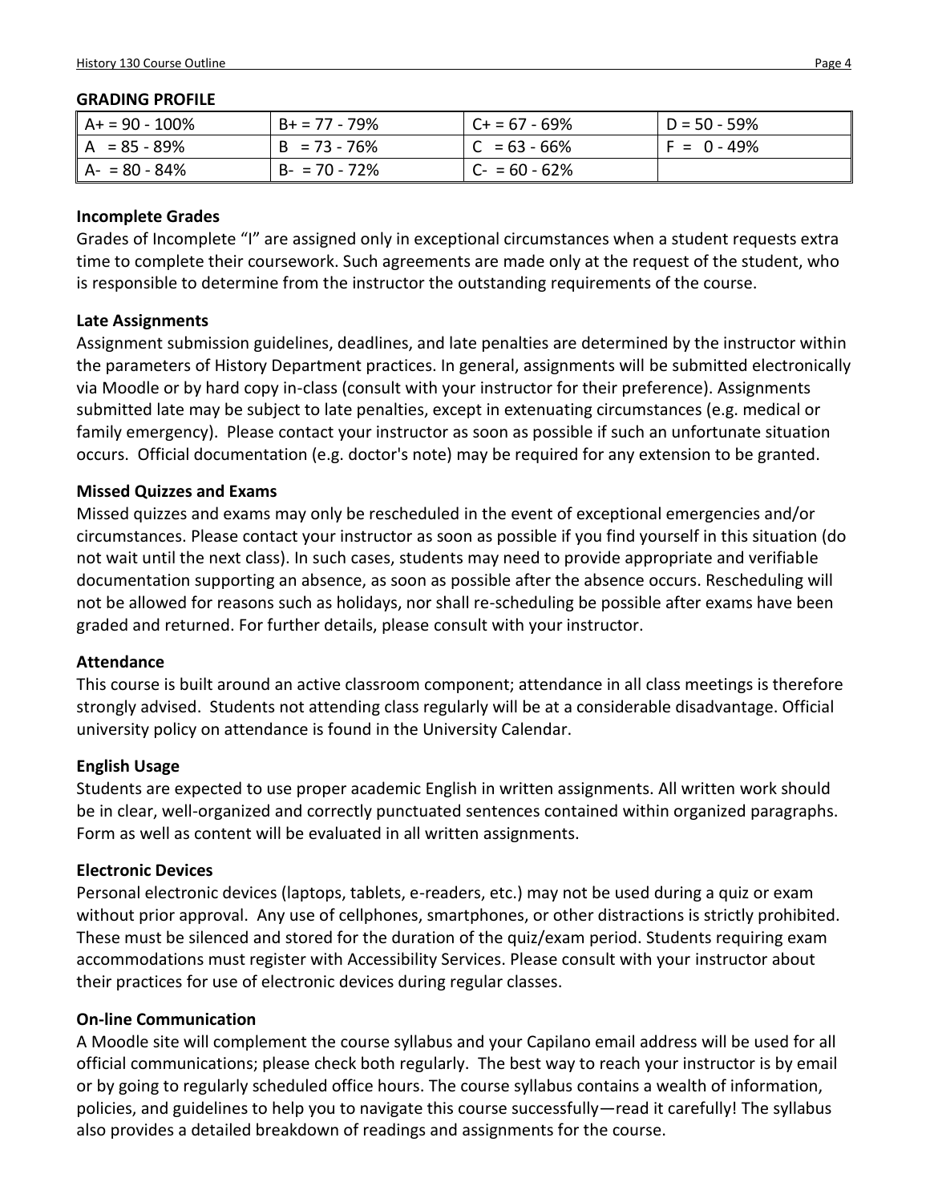### GRADING PROFILE

| A+ = 90 - 100% | B+ = 77 - 79% | C+ = 67 - 69% | D = 50 - 59% |
|---|---|---|---|
| A = 85 - 89% | B = 73 - 76% | C = 63 - 66% | F = 0 - 49% |
| A- = 80 - 84% | B- = 70 - 72% | C- = 60 - 62% | |

### Incomplete Grades

Grades of Incomplete "I" are assigned only in exceptional circumstances when a student requests extra time to complete their coursework. Such agreements are made only at the request of the student, who is responsible to determine from the instructor the outstanding requirements of the course.

### Late Assignments

Assignment submission guidelines, deadlines, and late penalties are determined by the instructor within the parameters of History Department practices. In general, assignments will be submitted electronically via Moodle or by hard copy in-class (consult with your instructor for their preference). Assignments submitted late may be subject to late penalties, except in extenuating circumstances (e.g. medical or family emergency). Please contact your instructor as soon as possible if such an unfortunate situation occurs. Official documentation (e.g. doctor's note) may be required for any extension to be granted.

### Missed Quizzes and Exams

Missed quizzes and exams may only be rescheduled in the event of exceptional emergencies and/or circumstances. Please contact your instructor as soon as possible if you find yourself in this situation (do not wait until the next class). In such cases, students may need to provide appropriate and verifiable documentation supporting an absence, as soon as possible after the absence occurs. Rescheduling will not be allowed for reasons such as holidays, nor shall re-scheduling be possible after exams have been graded and returned. For further details, please consult with your instructor.

### Attendance

This course is built around an active classroom component; attendance in all class meetings is therefore strongly advised. Students not attending class regularly will be at a considerable disadvantage. Official university policy on attendance is found in the University Calendar.

### English Usage

Students are expected to use proper academic English in written assignments. All written work should be in clear, well-organized and correctly punctuated sentences contained within organized paragraphs. Form as well as content will be evaluated in all written assignments.

### Electronic Devices

Personal electronic devices (laptops, tablets, e-readers, etc.) may not be used during a quiz or exam without prior approval. Any use of cellphones, smartphones, or other distractions is strictly prohibited. These must be silenced and stored for the duration of the quiz/exam period. Students requiring exam accommodations must register with Accessibility Services. Please consult with your instructor about their practices for use of electronic devices during regular classes.

### On-line Communication

A Moodle site will complement the course syllabus and your Capilano email address will be used for all official communications; please check both regularly. The best way to reach your instructor is by email or by going to regularly scheduled office hours. The course syllabus contains a wealth of information, policies, and guidelines to help you to navigate this course successfully—read it carefully! The syllabus also provides a detailed breakdown of readings and assignments for the course.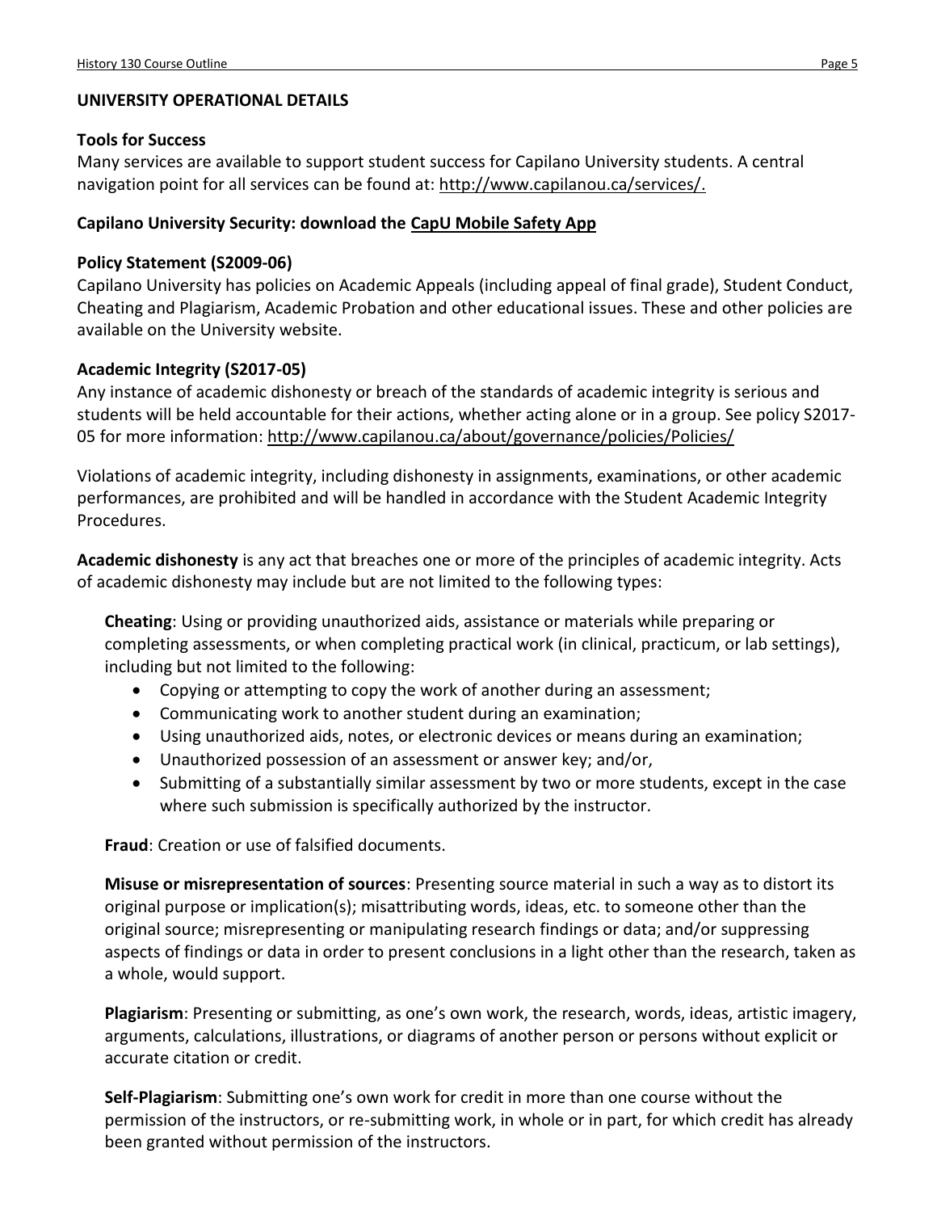## UNIVERSITY OPERATIONAL DETAILS

### Tools for Success

Many services are available to support student success for Capilano University students. A central navigation point for all services can be found at: http://www.capilanou.ca/services/.

### Capilano University Security: download the CapU Mobile Safety App

### Policy Statement (S2009-06)

Capilano University has policies on Academic Appeals (including appeal of final grade), Student Conduct, Cheating and Plagiarism, Academic Probation and other educational issues. These and other policies are available on the University website.

### Academic Integrity (S2017-05)

Any instance of academic dishonesty or breach of the standards of academic integrity is serious and students will be held accountable for their actions, whether acting alone or in a group. See policy S2017-05 for more information: http://www.capilanou.ca/about/governance/policies/Policies/

Violations of academic integrity, including dishonesty in assignments, examinations, or other academic performances, are prohibited and will be handled in accordance with the Student Academic Integrity Procedures.

**Academic dishonesty** is any act that breaches one or more of the principles of academic integrity. Acts of academic dishonesty may include but are not limited to the following types:

**Cheating**: Using or providing unauthorized aids, assistance or materials while preparing or completing assessments, or when completing practical work (in clinical, practicum, or lab settings), including but not limited to the following:

- Copying or attempting to copy the work of another during an assessment;
- Communicating work to another student during an examination;
- Using unauthorized aids, notes, or electronic devices or means during an examination;
- Unauthorized possession of an assessment or answer key; and/or,
- Submitting of a substantially similar assessment by two or more students, except in the case where such submission is specifically authorized by the instructor.

**Fraud**: Creation or use of falsified documents.

**Misuse or misrepresentation of sources**: Presenting source material in such a way as to distort its original purpose or implication(s); misattributing words, ideas, etc. to someone other than the original source; misrepresenting or manipulating research findings or data; and/or suppressing aspects of findings or data in order to present conclusions in a light other than the research, taken as a whole, would support.

**Plagiarism**: Presenting or submitting, as one's own work, the research, words, ideas, artistic imagery, arguments, calculations, illustrations, or diagrams of another person or persons without explicit or accurate citation or credit.

**Self-Plagiarism**: Submitting one's own work for credit in more than one course without the permission of the instructors, or re-submitting work, in whole or in part, for which credit has already been granted without permission of the instructors.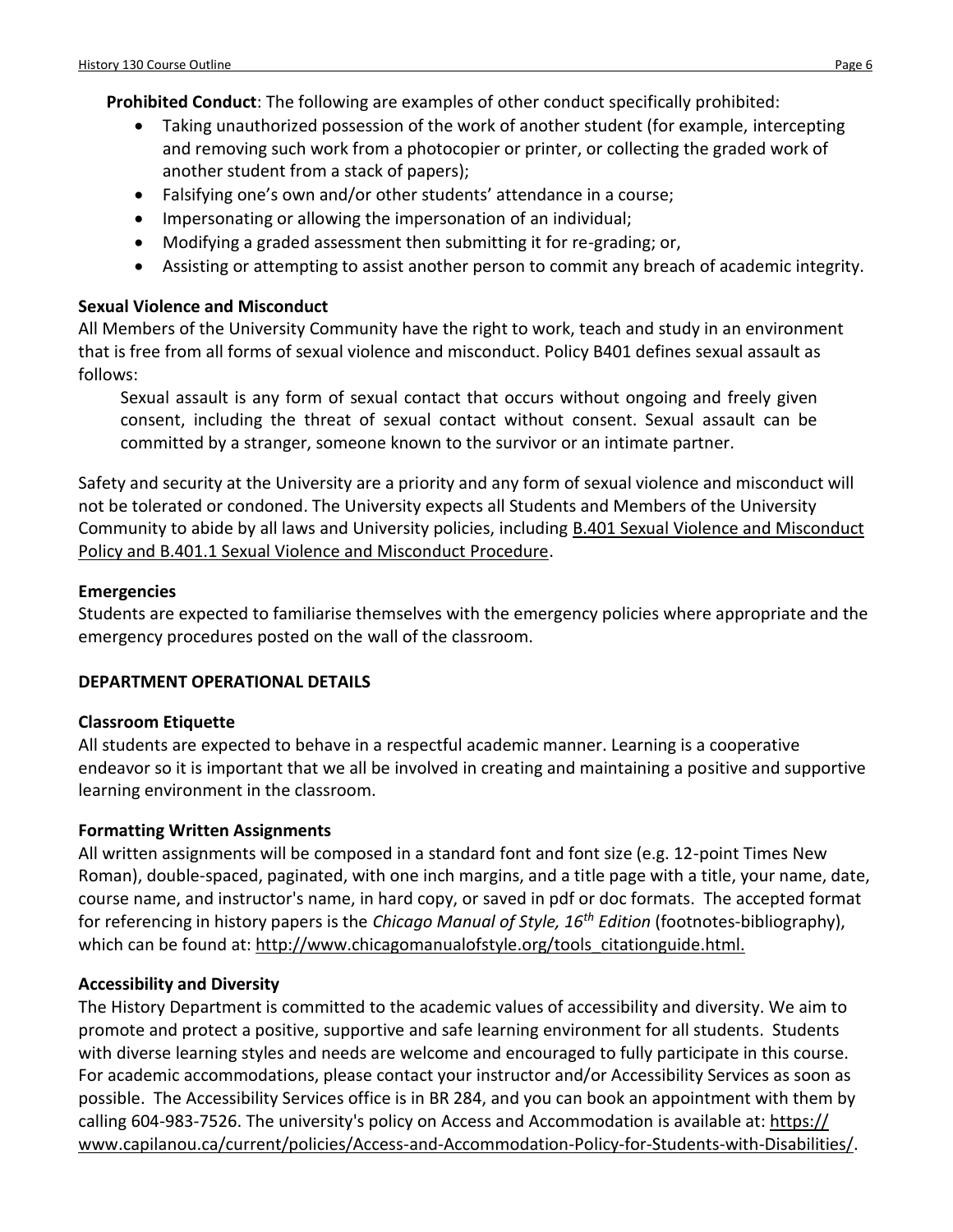**Prohibited Conduct**: The following are examples of other conduct specifically prohibited:

- Taking unauthorized possession of the work of another student (for example, intercepting and removing such work from a photocopier or printer, or collecting the graded work of another student from a stack of papers);
- Falsifying one's own and/or other students' attendance in a course;
- Impersonating or allowing the impersonation of an individual;
- Modifying a graded assessment then submitting it for re-grading; or,
- Assisting or attempting to assist another person to commit any breach of academic integrity.

**Sexual Violence and Misconduct**

All Members of the University Community have the right to work, teach and study in an environment that is free from all forms of sexual violence and misconduct. Policy B401 defines sexual assault as follows:

> Sexual assault is any form of sexual contact that occurs without ongoing and freely given consent, including the threat of sexual contact without consent. Sexual assault can be committed by a stranger, someone known to the survivor or an intimate partner.

Safety and security at the University are a priority and any form of sexual violence and misconduct will not be tolerated or condoned. The University expects all Students and Members of the University Community to abide by all laws and University policies, including B.401 Sexual Violence and Misconduct Policy and B.401.1 Sexual Violence and Misconduct Procedure.

**Emergencies**

Students are expected to familiarise themselves with the emergency policies where appropriate and the emergency procedures posted on the wall of the classroom.

**DEPARTMENT OPERATIONAL DETAILS**

**Classroom Etiquette**

All students are expected to behave in a respectful academic manner. Learning is a cooperative endeavor so it is important that we all be involved in creating and maintaining a positive and supportive learning environment in the classroom.

**Formatting Written Assignments**

All written assignments will be composed in a standard font and font size (e.g. 12-point Times New Roman), double-spaced, paginated, with one inch margins, and a title page with a title, your name, date, course name, and instructor's name, in hard copy, or saved in pdf or doc formats. The accepted format for referencing in history papers is the *Chicago Manual of Style, 16th Edition* (footnotes-bibliography), which can be found at: http://www.chicagomanualofstyle.org/tools_citationguide.html.

**Accessibility and Diversity**

The History Department is committed to the academic values of accessibility and diversity. We aim to promote and protect a positive, supportive and safe learning environment for all students. Students with diverse learning styles and needs are welcome and encouraged to fully participate in this course. For academic accommodations, please contact your instructor and/or Accessibility Services as soon as possible. The Accessibility Services office is in BR 284, and you can book an appointment with them by calling 604-983-7526. The university's policy on Access and Accommodation is available at: https://www.capilanou.ca/current/policies/Access-and-Accommodation-Policy-for-Students-with-Disabilities/.